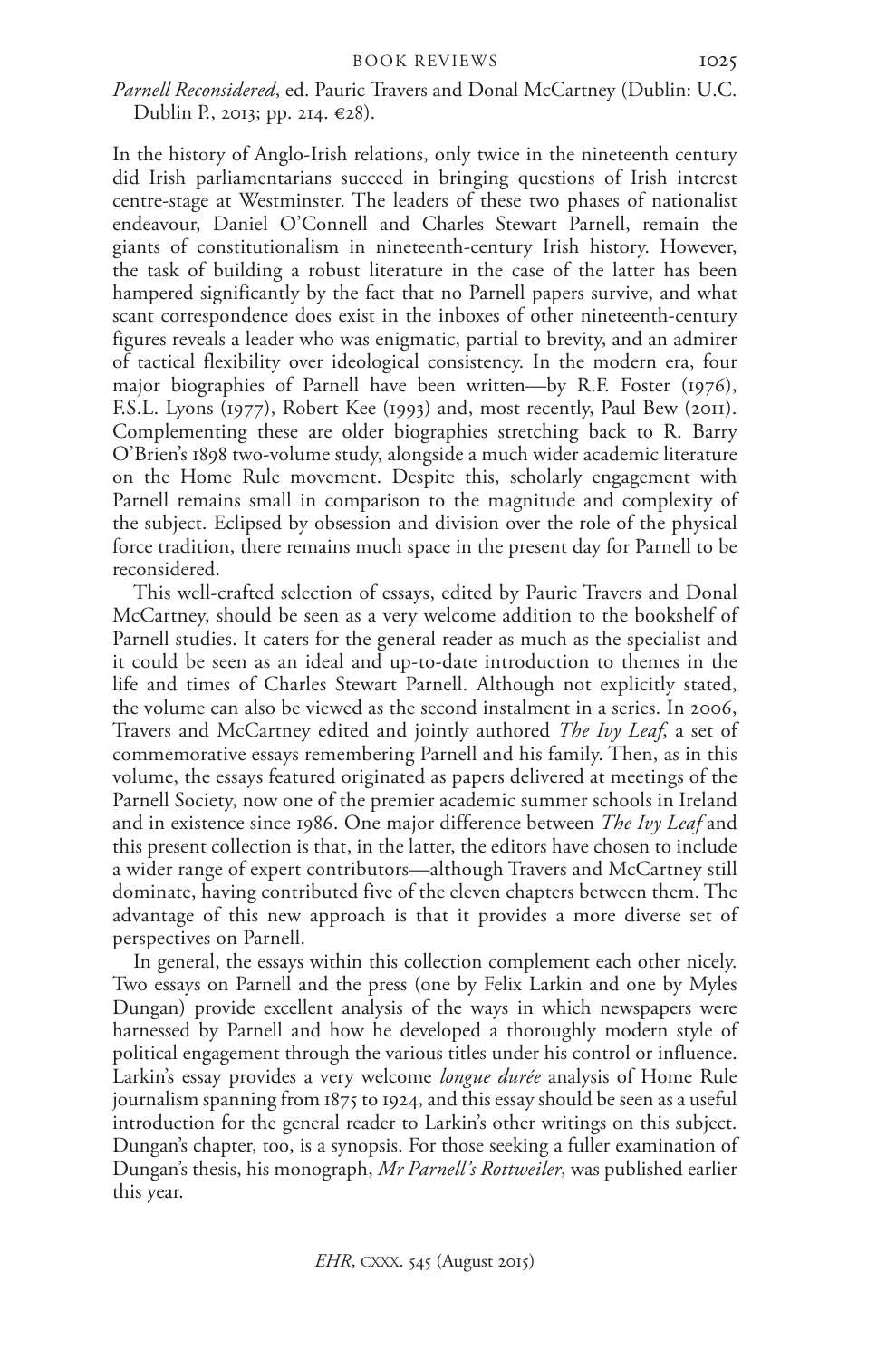*Parnell Reconsidered*, ed. Pauric Travers and Donal McCartney (Dublin: U.C. Dublin P., 2013; pp. 214. €28).

In the history of Anglo-Irish relations, only twice in the nineteenth century did Irish parliamentarians succeed in bringing questions of Irish interest centre-stage at Westminster. The leaders of these two phases of nationalist endeavour, Daniel O'Connell and Charles Stewart Parnell, remain the giants of constitutionalism in nineteenth-century Irish history. However, the task of building a robust literature in the case of the latter has been hampered significantly by the fact that no Parnell papers survive, and what scant correspondence does exist in the inboxes of other nineteenth-century figures reveals a leader who was enigmatic, partial to brevity, and an admirer of tactical flexibility over ideological consistency. In the modern era, four major biographies of Parnell have been written—by R.F. Foster (1976), F.S.L. Lyons (1977), Robert Kee (1993) and, most recently, Paul Bew (2011). Complementing these are older biographies stretching back to R. Barry O'Brien's 1898 two-volume study, alongside a much wider academic literature on the Home Rule movement. Despite this, scholarly engagement with Parnell remains small in comparison to the magnitude and complexity of the subject. Eclipsed by obsession and division over the role of the physical force tradition, there remains much space in the present day for Parnell to be reconsidered.

This well-crafted selection of essays, edited by Pauric Travers and Donal McCartney, should be seen as a very welcome addition to the bookshelf of Parnell studies. It caters for the general reader as much as the specialist and it could be seen as an ideal and up-to-date introduction to themes in the life and times of Charles Stewart Parnell. Although not explicitly stated, the volume can also be viewed as the second instalment in a series. In 2006, Travers and McCartney edited and jointly authored *The Ivy Leaf*, a set of commemorative essays remembering Parnell and his family. Then, as in this volume, the essays featured originated as papers delivered at meetings of the Parnell Society, now one of the premier academic summer schools in Ireland and in existence since 1986. One major difference between *The Ivy Leaf* and this present collection is that, in the latter, the editors have chosen to include a wider range of expert contributors—although Travers and McCartney still dominate, having contributed five of the eleven chapters between them. The advantage of this new approach is that it provides a more diverse set of perspectives on Parnell.

In general, the essays within this collection complement each other nicely. Two essays on Parnell and the press (one by Felix Larkin and one by Myles Dungan) provide excellent analysis of the ways in which newspapers were harnessed by Parnell and how he developed a thoroughly modern style of political engagement through the various titles under his control or influence. Larkin's essay provides a very welcome *longue durée* analysis of Home Rule journalism spanning from 1875 to 1924, and this essay should be seen as a useful introduction for the general reader to Larkin's other writings on this subject. Dungan's chapter, too, is a synopsis. For those seeking a fuller examination of Dungan's thesis, his monograph, *Mr Parnell's Rottweiler*, was published earlier this year.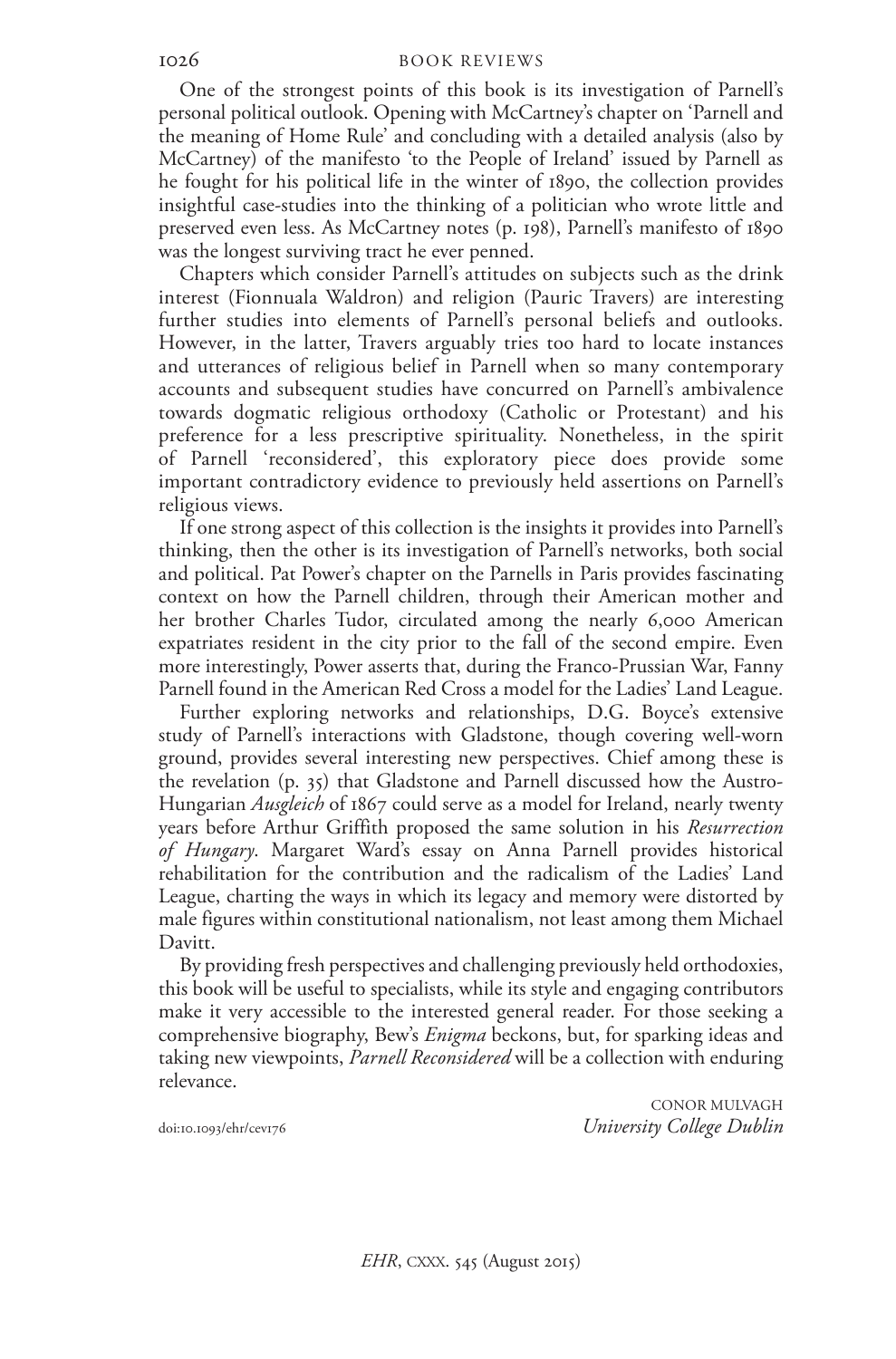One of the strongest points of this book is its investigation of Parnell's personal political outlook. Opening with McCartney's chapter on 'Parnell and the meaning of Home Rule' and concluding with a detailed analysis (also by McCartney) of the manifesto 'to the People of Ireland' issued by Parnell as he fought for his political life in the winter of 1890, the collection provides insightful case-studies into the thinking of a politician who wrote little and preserved even less. As McCartney notes (p. 198), Parnell's manifesto of 1890 was the longest surviving tract he ever penned.

Chapters which consider Parnell's attitudes on subjects such as the drink interest (Fionnuala Waldron) and religion (Pauric Travers) are interesting further studies into elements of Parnell's personal beliefs and outlooks. However, in the latter, Travers arguably tries too hard to locate instances and utterances of religious belief in Parnell when so many contemporary accounts and subsequent studies have concurred on Parnell's ambivalence towards dogmatic religious orthodoxy (Catholic or Protestant) and his preference for a less prescriptive spirituality. Nonetheless, in the spirit of Parnell 'reconsidered', this exploratory piece does provide some important contradictory evidence to previously held assertions on Parnell's religious views.

If one strong aspect of this collection is the insights it provides into Parnell's thinking, then the other is its investigation of Parnell's networks, both social and political. Pat Power's chapter on the Parnells in Paris provides fascinating context on how the Parnell children, through their American mother and her brother Charles Tudor, circulated among the nearly 6,000 American expatriates resident in the city prior to the fall of the second empire. Even more interestingly, Power asserts that, during the Franco-Prussian War, Fanny Parnell found in the American Red Cross a model for the Ladies' Land League.

Further exploring networks and relationships, D.G. Boyce's extensive study of Parnell's interactions with Gladstone, though covering well-worn ground, provides several interesting new perspectives. Chief among these is the revelation (p. 35) that Gladstone and Parnell discussed how the Austro-Hungarian *Ausgleich* of 1867 could serve as a model for Ireland, nearly twenty years before Arthur Griffith proposed the same solution in his *Resurrection of Hungary*. Margaret Ward's essay on Anna Parnell provides historical rehabilitation for the contribution and the radicalism of the Ladies' Land League, charting the ways in which its legacy and memory were distorted by male figures within constitutional nationalism, not least among them Michael Davitt.

By providing fresh perspectives and challenging previously held orthodoxies, this book will be useful to specialists, while its style and engaging contributors make it very accessible to the interested general reader. For those seeking a comprehensive biography, Bew's *Enigma* beckons, but, for sparking ideas and taking new viewpoints, *Parnell Reconsidered* will be a collection with enduring relevance.

CONOR MULVAGH
*University College Dublin*

doi:10.1093/ehr/cev176